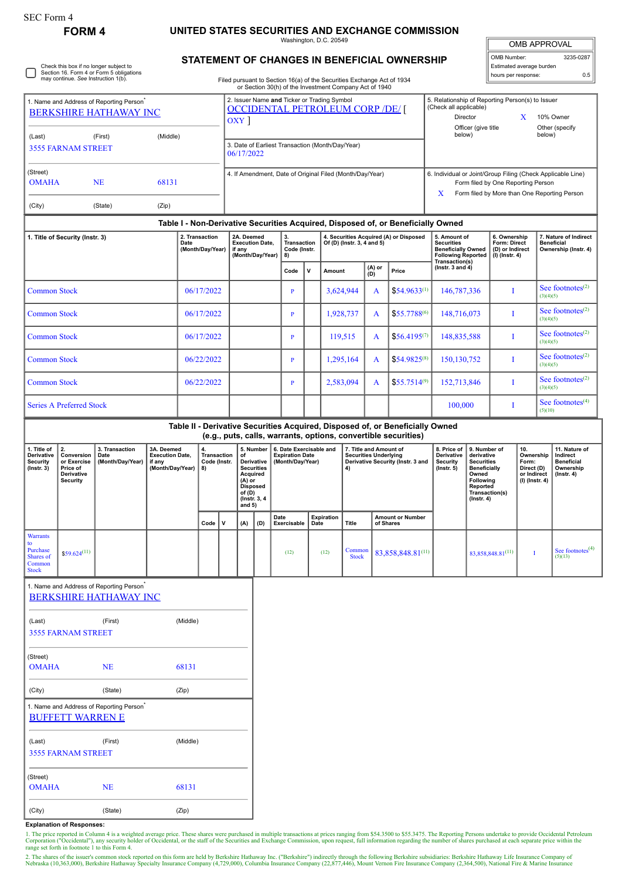SEC Form 4

# FORM 4

## UNITED STATES SECURITIES AND EXCHANGE COMMISSION

Washington, D.C. 20549

## STATEMENT OF CHANGES IN BENEFICIAL OWNERSHIP

Filed pursuant to Section 16(a) of the Securities Exchange Act of 1934 or Section 30(h) of the Investment Company Act of 1940

| OMB APPROVAL | |
|---|---|
| OMB Number: | 3235-0287 |
| Estimated average burden | |
| hours per response: | 0.5 |

☐ Check this box if no longer subject to Section 16. Form 4 or Form 5 obligations may continue. *See* Instruction 1(b).

1. Name and Address of Reporting Person*
BERKSHIRE HATHAWAY INC

(Last) (First) (Middle)
3555 FARNAM STREET

(Street)
OMAHA NE 68131

(City) (State) (Zip)

2. Issuer Name **and** Ticker or Trading Symbol
OCCIDENTAL PETROLEUM CORP /DE/ [ OXY ]

3. Date of Earliest Transaction (Month/Day/Year)
06/17/2022

4. If Amendment, Date of Original Filed (Month/Day/Year)

5. Relationship of Reporting Person(s) to Issuer (Check all applicable)
Director
X 10% Owner
Officer (give title below)
Other (specify below)

6. Individual or Joint/Group Filing (Check Applicable Line)
Form filed by One Reporting Person
X Form filed by More than One Reporting Person

### Table I - Non-Derivative Securities Acquired, Disposed of, or Beneficially Owned

| 1. Title of Security (Instr. 3) | 2. Transaction Date (Month/Day/Year) | 2A. Deemed Execution Date, if any (Month/Day/Year) | 3. Transaction Code (Instr. 8) | | 4. Securities Acquired (A) or Disposed Of (D) (Instr. 3, 4 and 5) | | | 5. Amount of Securities Beneficially Owned Following Reported Transaction(s) (Instr. 3 and 4) | 6. Ownership Form: Direct (D) or Indirect (I) (Instr. 4) | 7. Nature of Indirect Beneficial Ownership (Instr. 4) |
|---|---|---|---|---|---|---|---|---|---|---|
| | | | Code | V | Amount | (A) or (D) | Price | | | |
| Common Stock | 06/17/2022 | | P | | 3,624,944 | A | $54.9633[1] | 146,787,336 | I | See footnotes[2][3][4][5] |
| Common Stock | 06/17/2022 | | P | | 1,928,737 | A | $55.7788[6] | 148,716,073 | I | See footnotes[2][3][4][5] |
| Common Stock | 06/17/2022 | | P | | 119,515 | A | $56.4195[7] | 148,835,588 | I | See footnotes[2][3][4][5] |
| Common Stock | 06/22/2022 | | P | | 1,295,164 | A | $54.9825[8] | 150,130,752 | I | See footnotes[2][3][4][5] |
| Common Stock | 06/22/2022 | | P | | 2,583,094 | A | $55.7514[9] | 152,713,846 | I | See footnotes[2][3][4][5] |
| Series A Preferred Stock | | | | | | | | 100,000 | I | See footnotes[4][5][10] |

### Table II - Derivative Securities Acquired, Disposed of, or Beneficially Owned (e.g., puts, calls, warrants, options, convertible securities)

| 1. Title of Derivative Security (Instr. 3) | 2. Conversion or Exercise Price of Derivative Security | 3. Transaction Date (Month/Day/Year) | 3A. Deemed Execution Date, if any (Month/Day/Year) | 4. Transaction Code (Instr. 8) | | 5. Number of Derivative Securities Acquired (A) or Disposed of (D) (Instr. 3, 4 and 5) | | 6. Date Exercisable and Expiration Date (Month/Day/Year) | | 7. Title and Amount of Securities Underlying Derivative Security (Instr. 3 and 4) | | 8. Price of Derivative Security (Instr. 5) | 9. Number of derivative Securities Beneficially Owned Following Reported Transaction(s) (Instr. 4) | 10. Ownership Form: Direct (D) or Indirect (I) (Instr. 4) | 11. Nature of Indirect Beneficial Ownership (Instr. 4) |
|---|---|---|---|---|---|---|---|---|---|---|---|---|---|---|---|
| | | | | Code | V | (A) | (D) | Date Exercisable | Expiration Date | Title | Amount or Number of Shares | | | | |
| Warrants to Purchase Shares of Common Stock | $59.624[11] | | | | | | | (12) | (12) | Common Stock | 83,858,848.81[11] | | 83,858,848.81[11] | I | See footnotes[4][5][13] |

1. Name and Address of Reporting Person*
BERKSHIRE HATHAWAY INC

(Last) (First) (Middle)
3555 FARNAM STREET

(Street)
OMAHA NE 68131

(City) (State) (Zip)

1. Name and Address of Reporting Person*
BUFFETT WARREN E

(Last) (First) (Middle)
3555 FARNAM STREET

(Street)
OMAHA NE 68131

(City) (State) (Zip)

**Explanation of Responses:**

1. The price reported in Column 4 is a weighted average price. These shares were purchased in multiple transactions at prices ranging from $54.3500 to $55.3475. The Reporting Persons undertake to provide Occidental Petroleum Corporation ("Occidental"), any security holder of Occidental, or the staff of the Securities and Exchange Commission, upon request, full information regarding the number of shares purchased at each separate price within the range set forth in footnote 1 to this Form 4.

2. The shares of the issuer's common stock reported on this form are held by Berkshire Hathaway Inc. ("Berkshire") indirectly through the following Berkshire subsidiaries: Berkshire Hathaway Life Insurance Company of Nebraska (10,363,000), Berkshire Hathaway Specialty Insurance Company (4,729,000), Columbia Insurance Company (22,877,446), Mount Vernon Fire Insurance Company (2,364,500), National Fire & Marine Insurance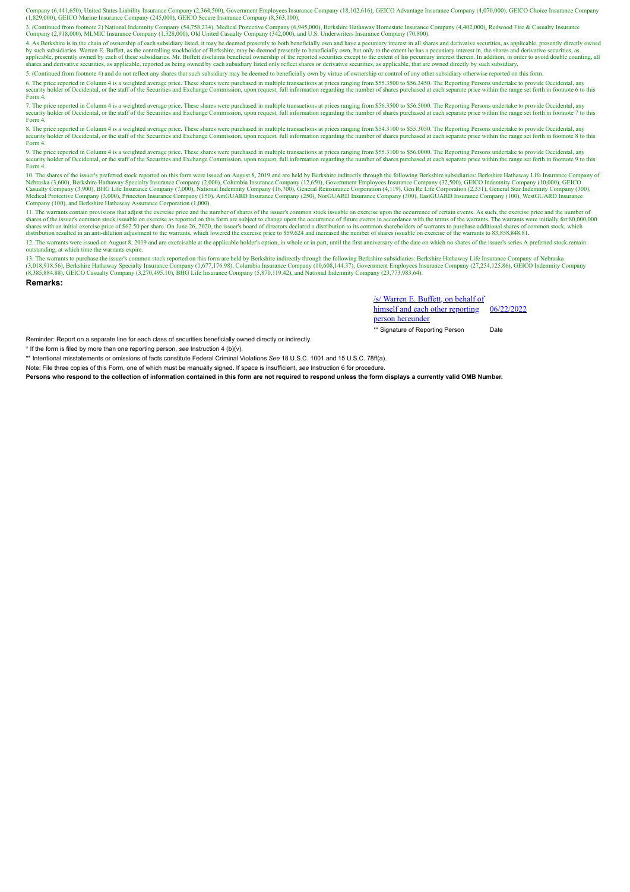Company (6,441,650), United States Liability Insurance Company (2,364,500), Government Employees Insurance Company (18,102,616), GEICO Advantage Insurance Company (4,070,000), GEICO Choice Insurance Company (1,829,000), GEICO Marine Insurance Company (245,000), GEICO Secure Insurance Company (8,563,100),

3. (Continued from footnote 2) National Indemnity Company (54,758,234), Medical Protective Company (6,945,000), Berkshire Hathaway Homestate Insurance Company (4,402,000), Redwood Fire & Casualty Insurance Company (2,918,000), MLMIC Insurance Company (1,328,000), Old United Casualty Company (342,000), and U.S. Underwriters Insurance Company (70,800).

4. As Berkshire is in the chain of ownership of each subsidiary listed, it may be deemed presently to both beneficially own and have a pecuniary interest in all shares and derivative securities, as applicable, presently directly owned by such subsidiaries. Warren E. Buffett, as the controlling stockholder of Berkshire, may be deemed presently to beneficially own, but only to the extent he has a pecuniary interest in, the shares and derivative securities, as applicable, presently owned by each of these subsidiaries. Mr. Buffett disclaims beneficial ownership of the reported securities except to the extent of his pecuniary interest therein. In addition, in order to avoid double counting, all shares and derivative securities, as applicable, reported as being owned by each subsidiary listed only reflect shares or derivative securities, as applicable, that are owned directly by such subsidiary,

5. (Continued from footnote 4) and do not reflect any shares that such subsidiary may be deemed to beneficially own by virtue of ownership or control of any other subsidiary otherwise reported on this form.

6. The price reported in Column 4 is a weighted average price. These shares were purchased in multiple transactions at prices ranging from $55.3500 to $56.3450. The Reporting Persons undertake to provide Occidental, any security holder of Occidental, or the staff of the Securities and Exchange Commission, upon request, full information regarding the number of shares purchased at each separate price within the range set forth in footnote 6 to this Form 4.

7. The price reported in Column 4 is a weighted average price. These shares were purchased in multiple transactions at prices ranging from $56.3500 to $56.5000. The Reporting Persons undertake to provide Occidental, any security holder of Occidental, or the staff of the Securities and Exchange Commission, upon request, full information regarding the number of shares purchased at each separate price within the range set forth in footnote 7 to this Form 4.

8. The price reported in Column 4 is a weighted average price. These shares were purchased in multiple transactions at prices ranging from $54.3100 to $55.3050. The Reporting Persons undertake to provide Occidental, any security holder of Occidental, or the staff of the Securities and Exchange Commission, upon request, full information regarding the number of shares purchased at each separate price within the range set forth in footnote 8 to this Form 4.

9. The price reported in Column 4 is a weighted average price. These shares were purchased in multiple transactions at prices ranging from $55.3100 to $56.0000. The Reporting Persons undertake to provide Occidental, any security holder of Occidental, or the staff of the Securities and Exchange Commission, upon request, full information regarding the number of shares purchased at each separate price within the range set forth in footnote 9 to this Form 4.

10. The shares of the issuer's preferred stock reported on this form were issued on August 8, 2019 and are held by Berkshire indirectly through the following Berkshire subsidiaries: Berkshire Hathaway Life Insurance Company of Nebraska (3,600), Berkshire Hathaway Specialty Insurance Company (2,000), Columbia Insurance Company (12,650), Government Employees Insurance Company (32,500), GEICO Indemnity Company (10,000), GEICO Casualty Company (3,900), BHG Life Insurance Company (7,000), National Indemnity Company (16,700), General Reinsurance Corporation (4,119), Gen Re Life Corporation (2,331), General Star Indemnity Company (300), Medical Protective Company (3,000), Princeton Insurance Company (150), AmGUARD Insurance Company (250), NorGUARD Insurance Company (300), EastGUARD Insurance Company (100), WestGUARD Insurance Company (100), and Berkshire Hathaway Assurance Corporation (1,000).

11. The warrants contain provisions that adjust the exercise price and the number of shares of the issuer's common stock issuable on exercise upon the occurrence of certain events. As such, the exercise price and the number of shares of the issuer's common stock issuable on exercise as reported on this form are subject to change upon the occurrence of future events in accordance with the terms of the warrants. The warrants were initially for 80,000,000 shares with an initial exercise price of $62.50 per share. On June 26, 2020, the issuer's board of directors declared a distribution to its common shareholders of warrants to purchase additional shares of common stock, which distribution resulted in an anti-dilution adjustment to the warrants, which lowered the exercise price to $59.624 and increased the number of shares issuable on exercise of the warrants to 83,858,848.81.

12. The warrants were issued on August 8, 2019 and are exercisable at the applicable holder's option, in whole or in part, until the first anniversary of the date on which no shares of the issuer's series A preferred stock remain outstanding, at which time the warrants expire.

13. The warrants to purchase the issuer's common stock reported on this form are held by Berkshire indirectly through the following Berkshire subsidiaries: Berkshire Hathaway Life Insurance Company of Nebraska (3,018,918.56), Berkshire Hathaway Specialty Insurance Company (1,677,176.98), Columbia Insurance Company (10,608,144.37), Government Employees Insurance Company (27,254,125.86), GEICO Indemnity Company (8,385,884.88), GEICO Casualty Company (3,270,495.10), BHG Life Insurance Company (5,870,119.42), and National Indemnity Company (23,773,983.64).

**Remarks:**

| | |
|---|---|
| /s/ Warren E. Buffett, on behalf of himself and each other reporting person hereunder | 06/22/2022 |
| ** Signature of Reporting Person | Date |

Reminder: Report on a separate line for each class of securities beneficially owned directly or indirectly.

* If the form is filed by more than one reporting person, *see* Instruction 4 (b)(v).

** Intentional misstatements or omissions of facts constitute Federal Criminal Violations *See* 18 U.S.C. 1001 and 15 U.S.C. 78ff(a).

Note: File three copies of this Form, one of which must be manually signed. If space is insufficient, *see* Instruction 6 for procedure.

**Persons who respond to the collection of information contained in this form are not required to respond unless the form displays a currently valid OMB Number.**